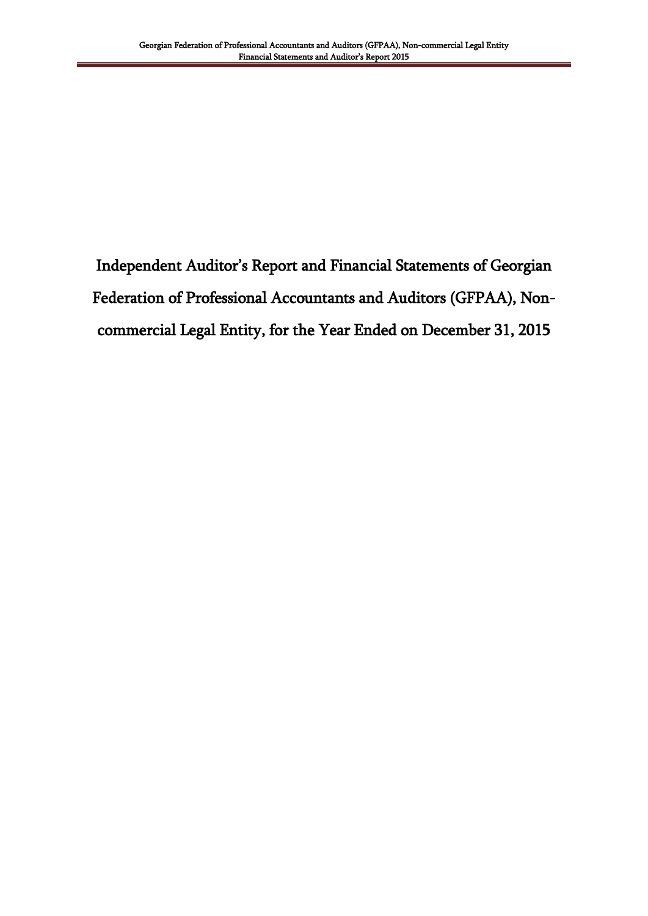# Independent Auditor's Report and Financial Statements of Georgian Federation of Professional Accountants and Auditors (GFPAA), Non-commercial Legal Entity, for the Year Ended on December 31, 2015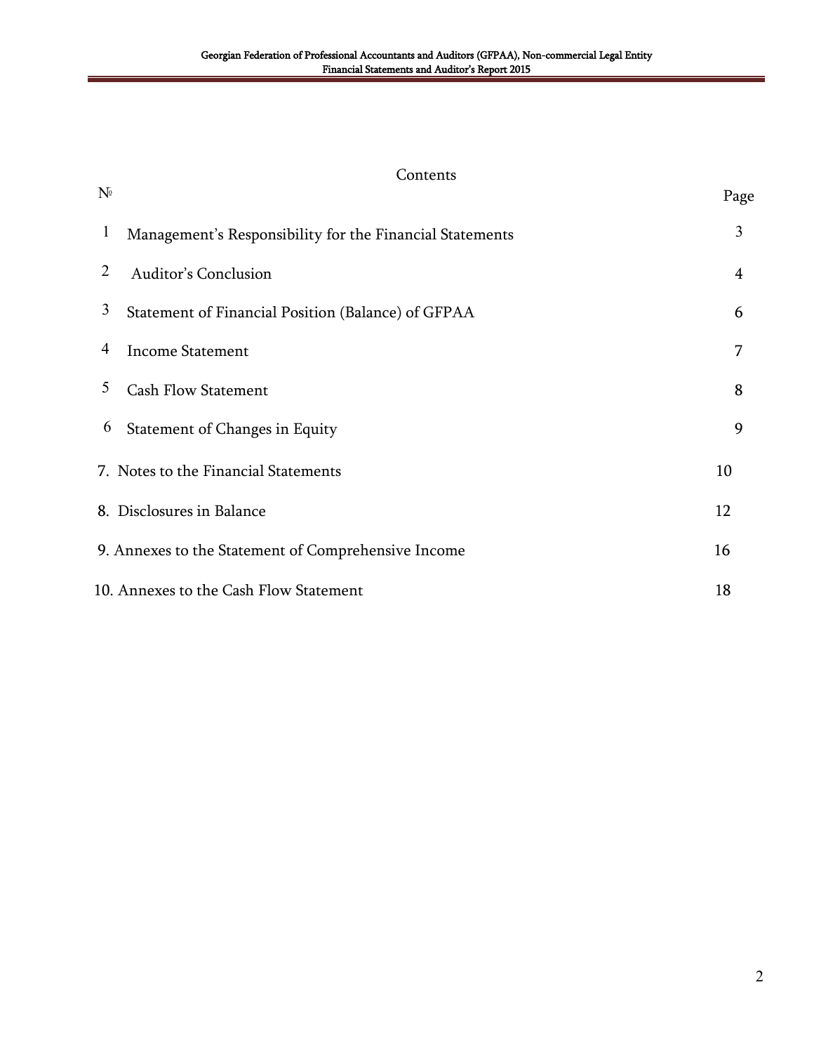# Contents

| № | | Page |
|---|---|---|
| 1 | Management's Responsibility for the Financial Statements | 3 |
| 2 | Auditor's Conclusion | 4 |
| 3 | Statement of Financial Position (Balance) of GFPAA | 6 |
| 4 | Income Statement | 7 |
| 5 | Cash Flow Statement | 8 |
| 6 | Statement of Changes in Equity | 9 |
| 7. | Notes to the Financial Statements | 10 |
| 8. | Disclosures in Balance | 12 |
| 9. | Annexes to the Statement of Comprehensive Income | 16 |
| 10. | Annexes to the Cash Flow Statement | 18 |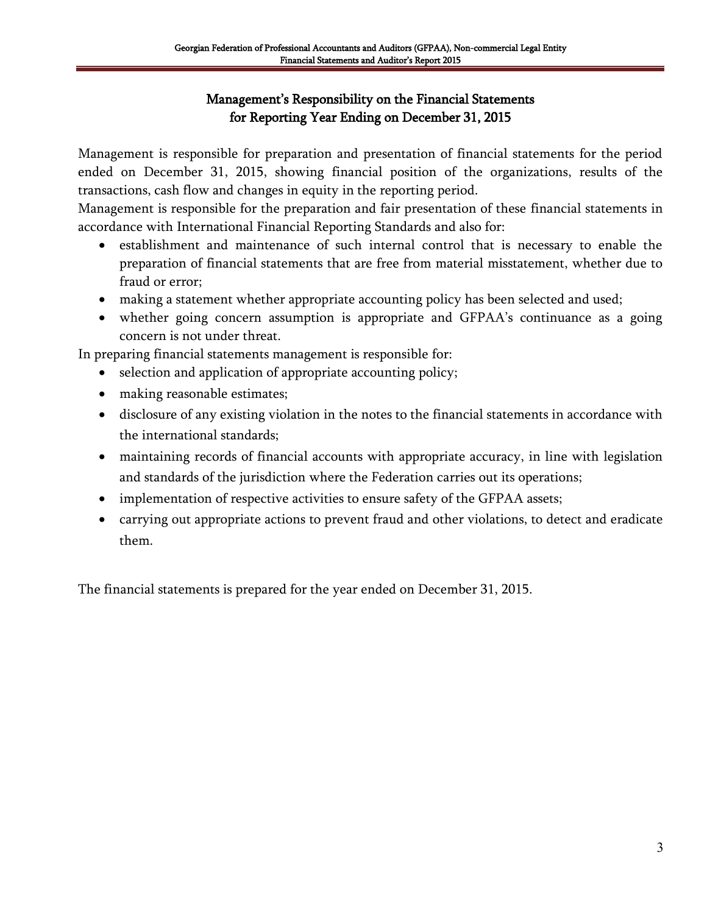## Management's Responsibility on the Financial Statements for Reporting Year Ending on December 31, 2015

Management is responsible for preparation and presentation of financial statements for the period ended on December 31, 2015, showing financial position of the organizations, results of the transactions, cash flow and changes in equity in the reporting period.

Management is responsible for the preparation and fair presentation of these financial statements in accordance with International Financial Reporting Standards and also for:

- establishment and maintenance of such internal control that is necessary to enable the preparation of financial statements that are free from material misstatement, whether due to fraud or error;
- making a statement whether appropriate accounting policy has been selected and used;
- whether going concern assumption is appropriate and GFPAA's continuance as a going concern is not under threat.

In preparing financial statements management is responsible for:

- selection and application of appropriate accounting policy;
- making reasonable estimates;
- disclosure of any existing violation in the notes to the financial statements in accordance with the international standards;
- maintaining records of financial accounts with appropriate accuracy, in line with legislation and standards of the jurisdiction where the Federation carries out its operations;
- implementation of respective activities to ensure safety of the GFPAA assets;
- carrying out appropriate actions to prevent fraud and other violations, to detect and eradicate them.

The financial statements is prepared for the year ended on December 31, 2015.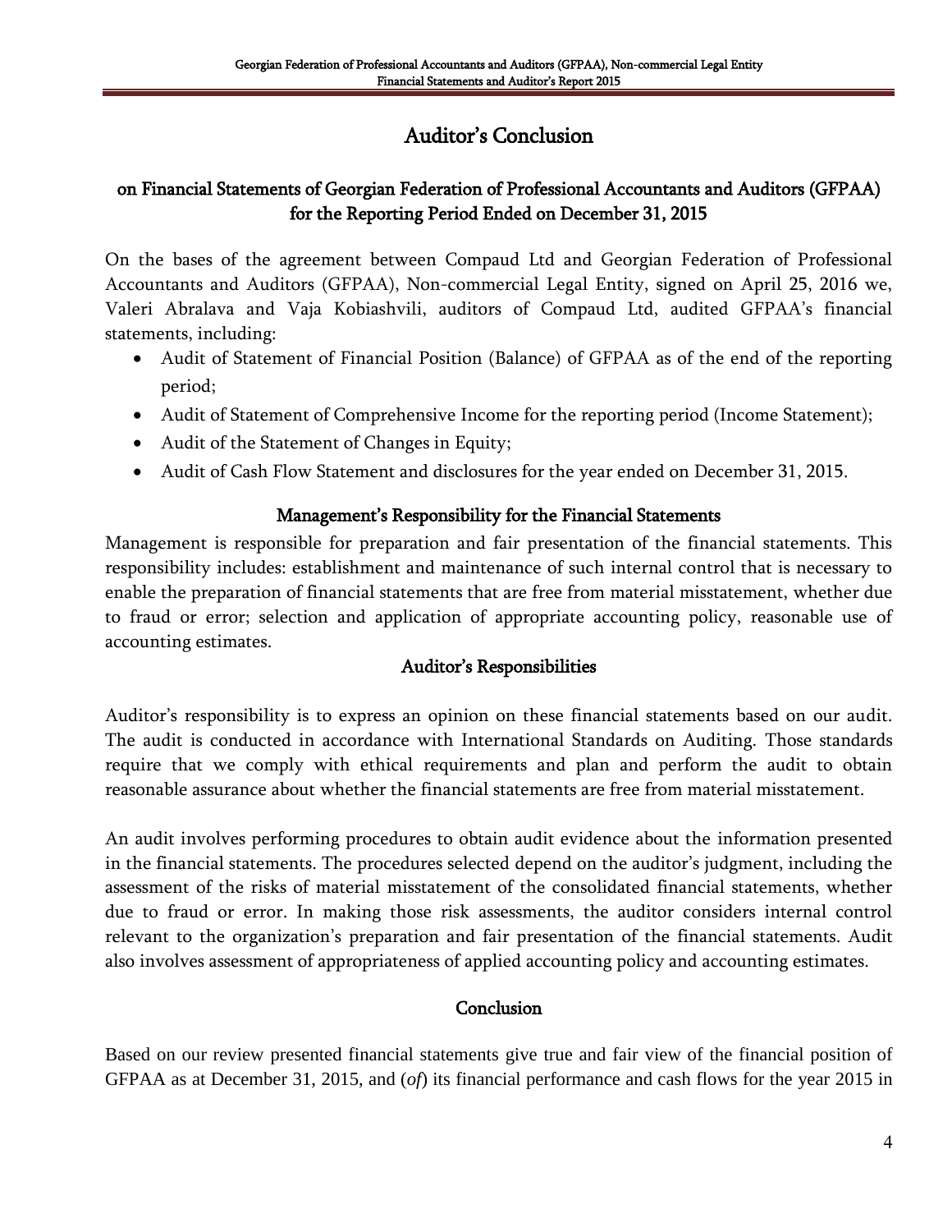# Auditor's Conclusion

## on Financial Statements of Georgian Federation of Professional Accountants and Auditors (GFPAA) for the Reporting Period Ended on December 31, 2015

On the bases of the agreement between Compaud Ltd and Georgian Federation of Professional Accountants and Auditors (GFPAA), Non-commercial Legal Entity, signed on April 25, 2016 we, Valeri Abralava and Vaja Kobiashvili, auditors of Compaud Ltd, audited GFPAA's financial statements, including:

- Audit of Statement of Financial Position (Balance) of GFPAA as of the end of the reporting period;
- Audit of Statement of Comprehensive Income for the reporting period (Income Statement);
- Audit of the Statement of Changes in Equity;
- Audit of Cash Flow Statement and disclosures for the year ended on December 31, 2015.

### Management's Responsibility for the Financial Statements

Management is responsible for preparation and fair presentation of the financial statements. This responsibility includes: establishment and maintenance of such internal control that is necessary to enable the preparation of financial statements that are free from material misstatement, whether due to fraud or error; selection and application of appropriate accounting policy, reasonable use of accounting estimates.

### Auditor's Responsibilities

Auditor's responsibility is to express an opinion on these financial statements based on our audit. The audit is conducted in accordance with International Standards on Auditing. Those standards require that we comply with ethical requirements and plan and perform the audit to obtain reasonable assurance about whether the financial statements are free from material misstatement.

An audit involves performing procedures to obtain audit evidence about the information presented in the financial statements. The procedures selected depend on the auditor's judgment, including the assessment of the risks of material misstatement of the consolidated financial statements, whether due to fraud or error. In making those risk assessments, the auditor considers internal control relevant to the organization's preparation and fair presentation of the financial statements. Audit also involves assessment of appropriateness of applied accounting policy and accounting estimates.

### Conclusion

Based on our review presented financial statements give true and fair view of the financial position of GFPAA as at December 31, 2015, and (*of*) its financial performance and cash flows for the year 2015 in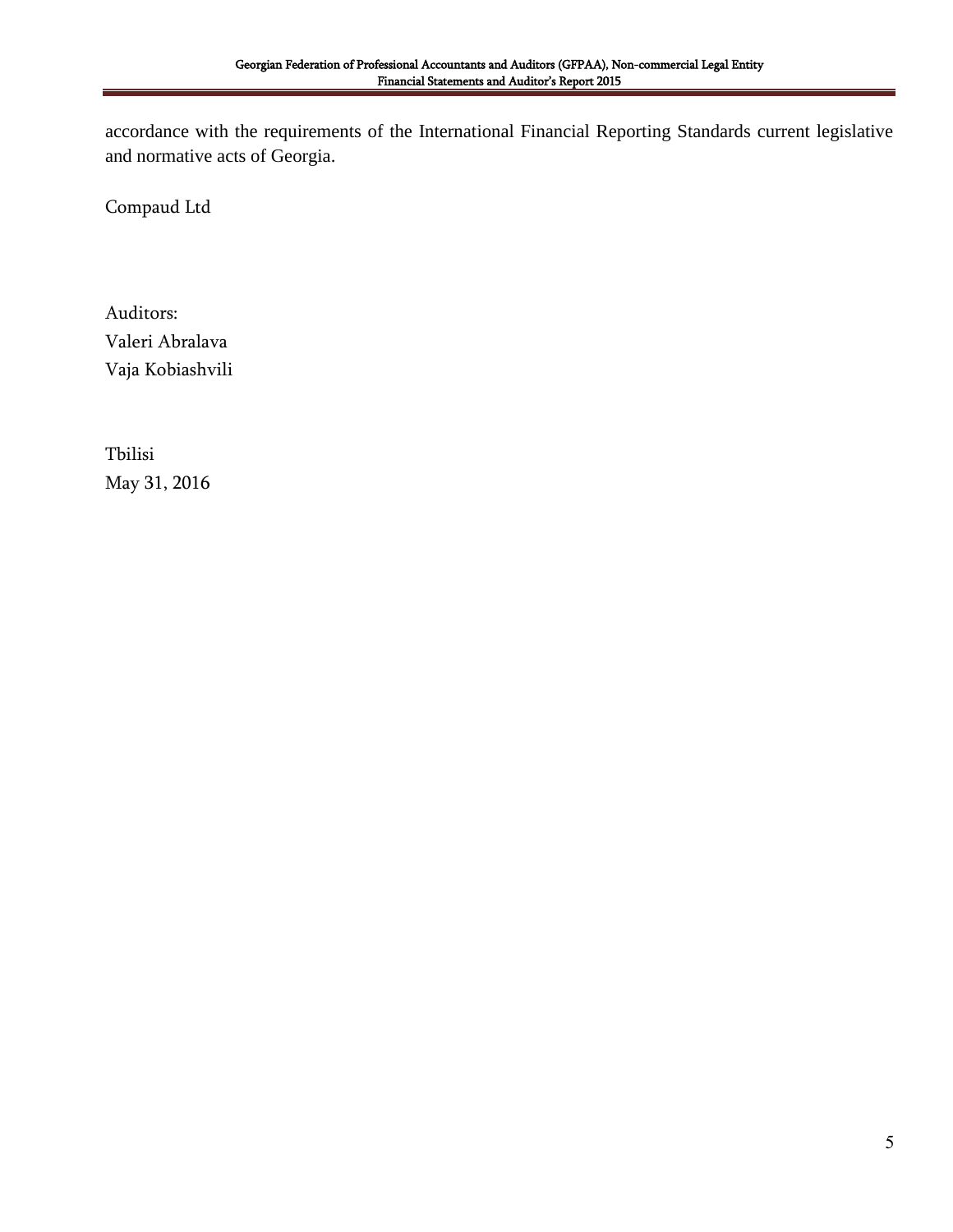accordance with the requirements of the International Financial Reporting Standards current legislative and normative acts of Georgia.

Compaud Ltd

Auditors:
Valeri Abralava
Vaja Kobiashvili

Tbilisi
May 31, 2016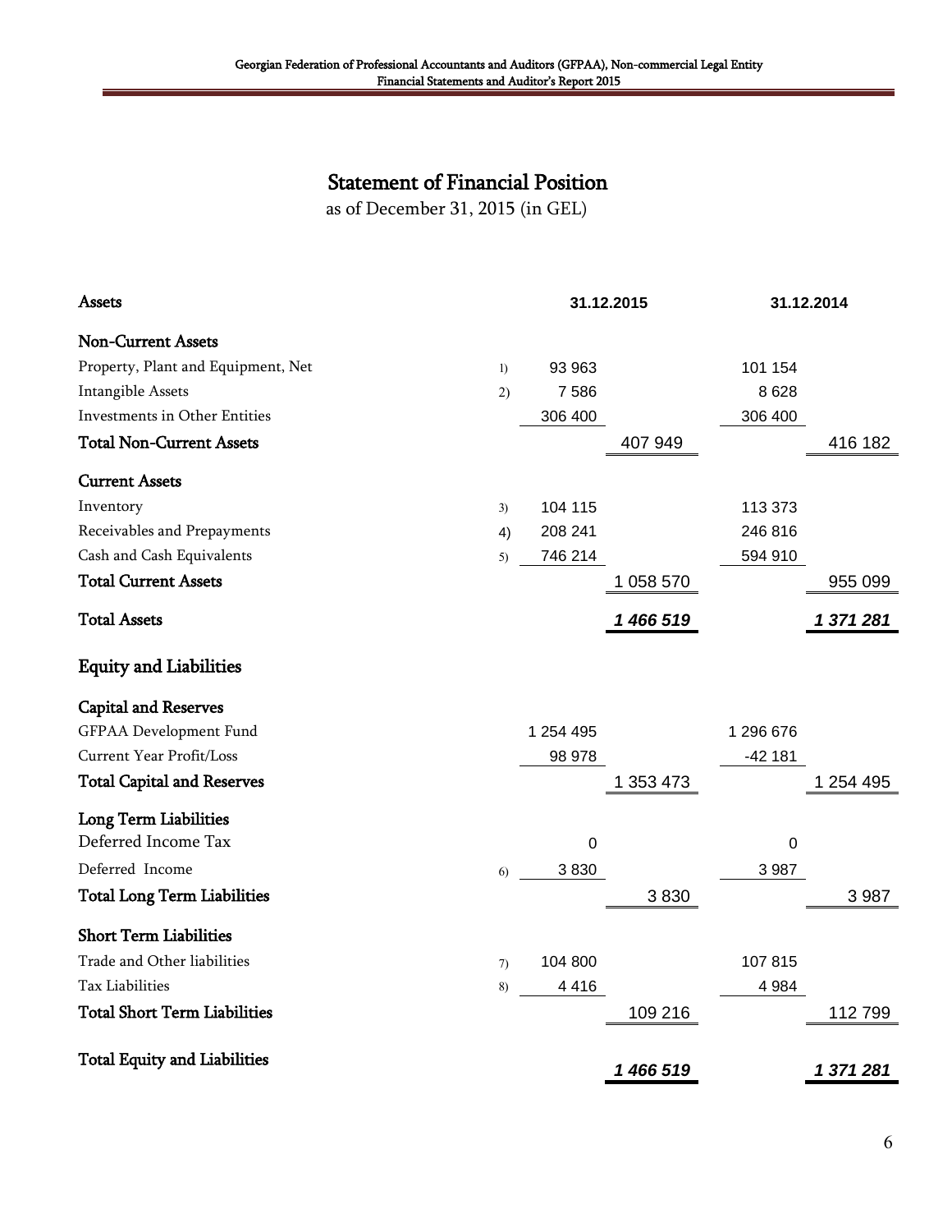# Statement of Financial Position

as of December 31, 2015 (in GEL)

| Assets | Note | 31.12.2015 | | 31.12.2014 | |
|---|---|---|---|---|---|
| **Non-Current Assets** | | | | | |
| Property, Plant and Equipment, Net | 1) | 93 963 | | 101 154 | |
| Intangible Assets | 2) | 7 586 | | 8 628 | |
| Investments in Other Entities | | 306 400 | | 306 400 | |
| **Total Non-Current Assets** | | | 407 949 | | 416 182 |
| **Current Assets** | | | | | |
| Inventory | 3) | 104 115 | | 113 373 | |
| Receivables and Prepayments | 4) | 208 241 | | 246 816 | |
| Cash and Cash Equivalents | 5) | 746 214 | | 594 910 | |
| **Total Current Assets** | | | 1 058 570 | | 955 099 |
| **Total Assets** | | | ***1 466 519*** | | ***1 371 281*** |
| **Equity and Liabilities** | | | | | |
| **Capital and Reserves** | | | | | |
| GFPAA Development Fund | | 1 254 495 | | 1 296 676 | |
| Current Year Profit/Loss | | 98 978 | | -42 181 | |
| **Total Capital and Reserves** | | | 1 353 473 | | 1 254 495 |
| **Long Term Liabilities** | | | | | |
| Deferred Income Tax | | 0 | | 0 | |
| Deferred Income | 6) | 3 830 | | 3 987 | |
| **Total Long Term Liabilities** | | | 3 830 | | 3 987 |
| **Short Term Liabilities** | | | | | |
| Trade and Other liabilities | 7) | 104 800 | | 107 815 | |
| Tax Liabilities | 8) | 4 416 | | 4 984 | |
| **Total Short Term Liabilities** | | | 109 216 | | 112 799 |
| **Total Equity and Liabilities** | | | ***1 466 519*** | | ***1 371 281*** |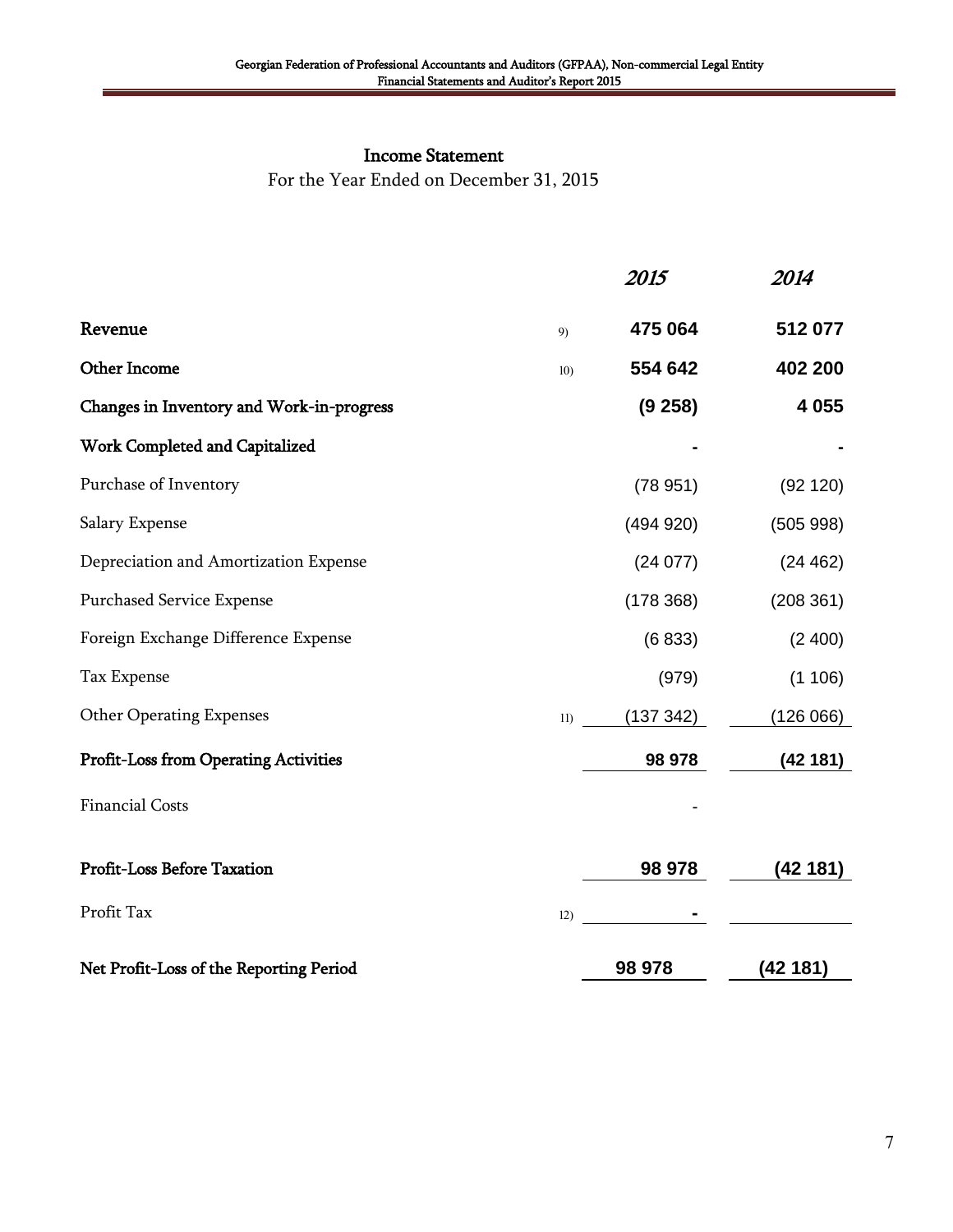# Income Statement

For the Year Ended on December 31, 2015

| | | 2015 | 2014 |
|---|---|---|---|
| **Revenue** | 9) | **475 064** | **512 077** |
| **Other Income** | 10) | **554 642** | **402 200** |
| **Changes in Inventory and Work-in-progress** | | **(9 258)** | **4 055** |
| **Work Completed and Capitalized** | | **-** | **-** |
| Purchase of Inventory | | (78 951) | (92 120) |
| Salary Expense | | (494 920) | (505 998) |
| Depreciation and Amortization Expense | | (24 077) | (24 462) |
| Purchased Service Expense | | (178 368) | (208 361) |
| Foreign Exchange Difference Expense | | (6 833) | (2 400) |
| Tax Expense | | (979) | (1 106) |
| Other Operating Expenses | 11) | (137 342) | (126 066) |
| **Profit-Loss from Operating Activities** | | **98 978** | **(42 181)** |
| Financial Costs | | - | |
| **Profit-Loss Before Taxation** | | **98 978** | **(42 181)** |
| Profit Tax | 12) | **-** | |
| **Net Profit-Loss of the Reporting Period** | | **98 978** | **(42 181)** |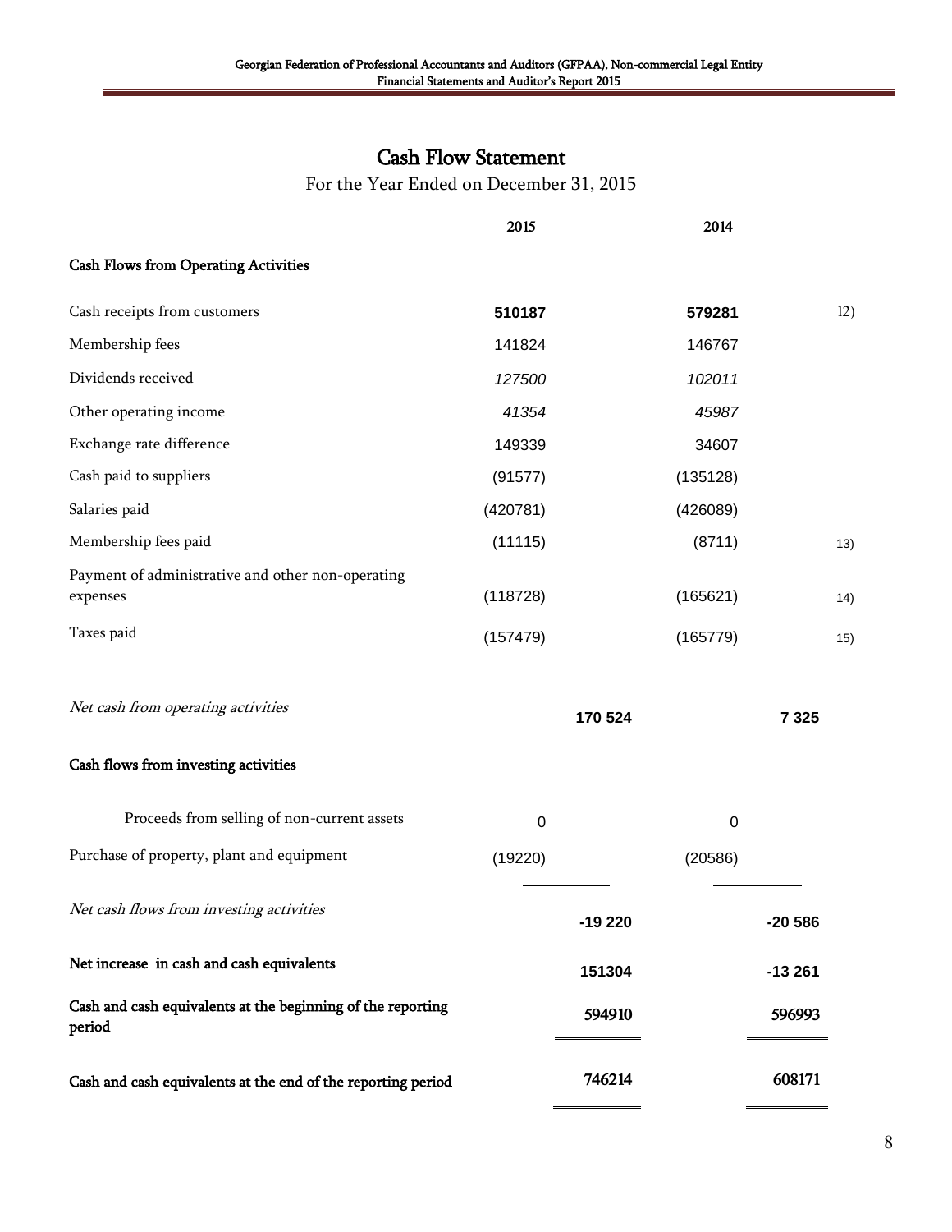# Cash Flow Statement

For the Year Ended on December 31, 2015

| | 2015 | | 2014 | | |
|---|---|---|---|---|---|
| **Cash Flows from Operating Activities** | | | | | |
| Cash receipts from customers | **510187** | | **579281** | | 12) |
| Membership fees | 141824 | | 146767 | | |
| Dividends received | *127500* | | *102011* | | |
| Other operating income | *41354* | | *45987* | | |
| Exchange rate difference | 149339 | | 34607 | | |
| Cash paid to suppliers | (91577) | | (135128) | | |
| Salaries paid | (420781) | | (426089) | | |
| Membership fees paid | (11115) | | (8711) | | 13) |
| Payment of administrative and other non-operating expenses | (118728) | | (165621) | | 14) |
| Taxes paid | (157479) | | (165779) | | 15) |
| *Net cash from operating activities* | | **170 524** | | **7 325** | |
| **Cash flows from investing activities** | | | | | |
| Proceeds from selling of non-current assets | 0 | | 0 | | |
| Purchase of property, plant and equipment | (19220) | | (20586) | | |
| *Net cash flows from investing activities* | | **-19 220** | | **-20 586** | |
| **Net increase in cash and cash equivalents** | | **151304** | | **-13 261** | |
| **Cash and cash equivalents at the beginning of the reporting period** | | **594910** | | **596993** | |
| **Cash and cash equivalents at the end of the reporting period** | | **746214** | | **608171** | |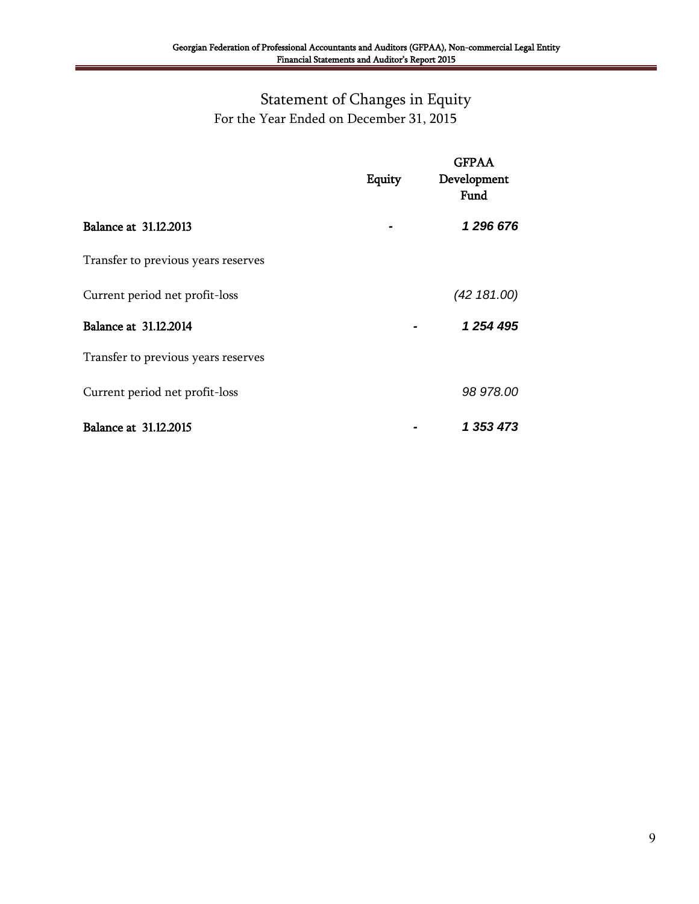# Statement of Changes in Equity

For the Year Ended on December 31, 2015

| | Equity | GFPAA Development Fund |
|---|---|---|
| **Balance at 31.12.2013** | - | ***1 296 676*** |
| Transfer to previous years reserves | | |
| Current period net profit-loss | | *(42 181.00)* |
| **Balance at 31.12.2014** | - | ***1 254 495*** |
| Transfer to previous years reserves | | |
| Current period net profit-loss | | *98 978.00* |
| **Balance at 31.12.2015** | - | ***1 353 473*** |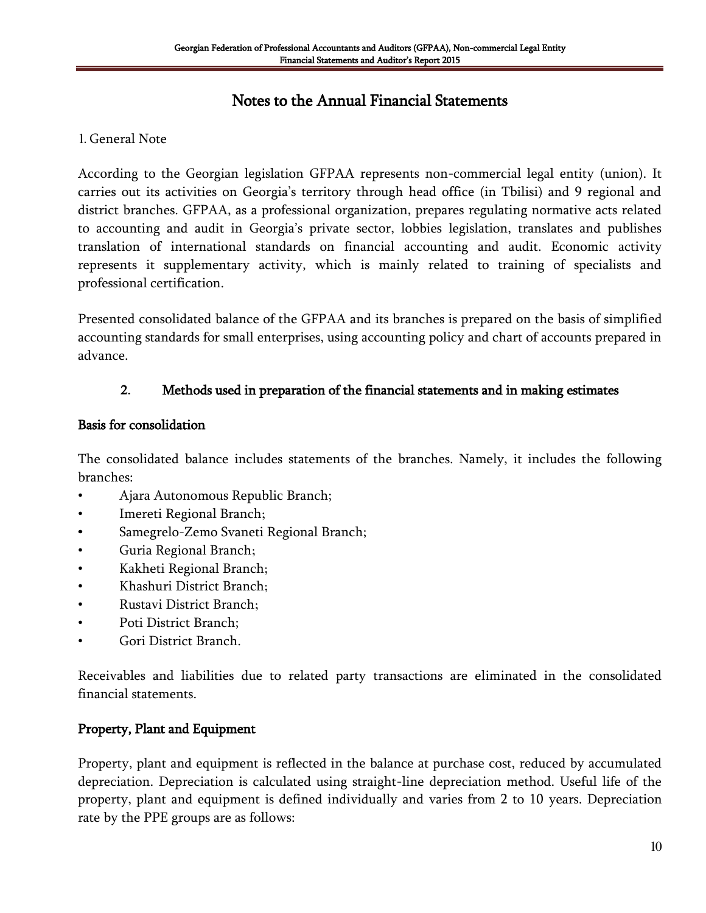# Notes to the Annual Financial Statements

1. General Note

According to the Georgian legislation GFPAA represents non-commercial legal entity (union). It carries out its activities on Georgia's territory through head office (in Tbilisi) and 9 regional and district branches. GFPAA, as a professional organization, prepares regulating normative acts related to accounting and audit in Georgia's private sector, lobbies legislation, translates and publishes translation of international standards on financial accounting and audit. Economic activity represents it supplementary activity, which is mainly related to training of specialists and professional certification.

Presented consolidated balance of the GFPAA and its branches is prepared on the basis of simplified accounting standards for small enterprises, using accounting policy and chart of accounts prepared in advance.

## 2. Methods used in preparation of the financial statements and in making estimates

### Basis for consolidation

The consolidated balance includes statements of the branches. Namely, it includes the following branches:

- Ajara Autonomous Republic Branch;
- Imereti Regional Branch;
- Samegrelo-Zemo Svaneti Regional Branch;
- Guria Regional Branch;
- Kakheti Regional Branch;
- Khashuri District Branch;
- Rustavi District Branch;
- Poti District Branch;
- Gori District Branch.

Receivables and liabilities due to related party transactions are eliminated in the consolidated financial statements.

### Property, Plant and Equipment

Property, plant and equipment is reflected in the balance at purchase cost, reduced by accumulated depreciation. Depreciation is calculated using straight-line depreciation method. Useful life of the property, plant and equipment is defined individually and varies from 2 to 10 years. Depreciation rate by the PPE groups are as follows: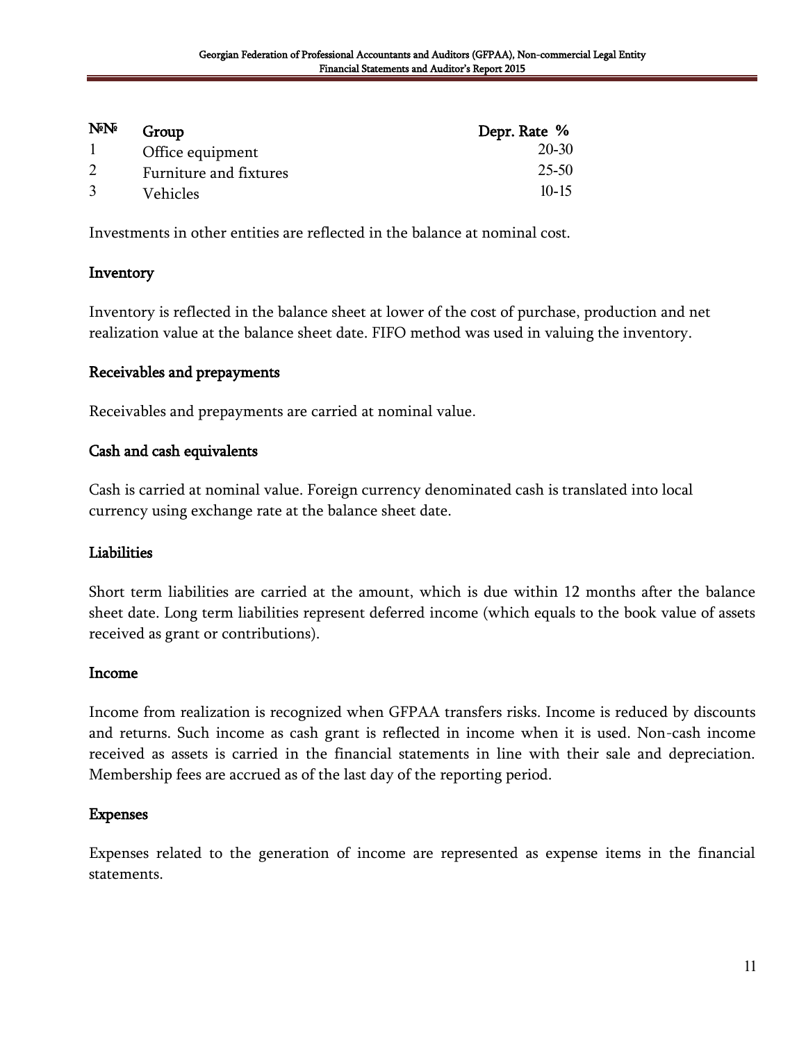| №№ | Group | Depr. Rate % |
|---|---|---|
| 1 | Office equipment | 20-30 |
| 2 | Furniture and fixtures | 25-50 |
| 3 | Vehicles | 10-15 |

Investments in other entities are reflected in the balance at nominal cost.

### Inventory

Inventory is reflected in the balance sheet at lower of the cost of purchase, production and net realization value at the balance sheet date. FIFO method was used in valuing the inventory.

### Receivables and prepayments

Receivables and prepayments are carried at nominal value.

### Cash and cash equivalents

Cash is carried at nominal value. Foreign currency denominated cash is translated into local currency using exchange rate at the balance sheet date.

### Liabilities

Short term liabilities are carried at the amount, which is due within 12 months after the balance sheet date. Long term liabilities represent deferred income (which equals to the book value of assets received as grant or contributions).

### Income

Income from realization is recognized when GFPAA transfers risks. Income is reduced by discounts and returns. Such income as cash grant is reflected in income when it is used. Non-cash income received as assets is carried in the financial statements in line with their sale and depreciation. Membership fees are accrued as of the last day of the reporting period.

### Expenses

Expenses related to the generation of income are represented as expense items in the financial statements.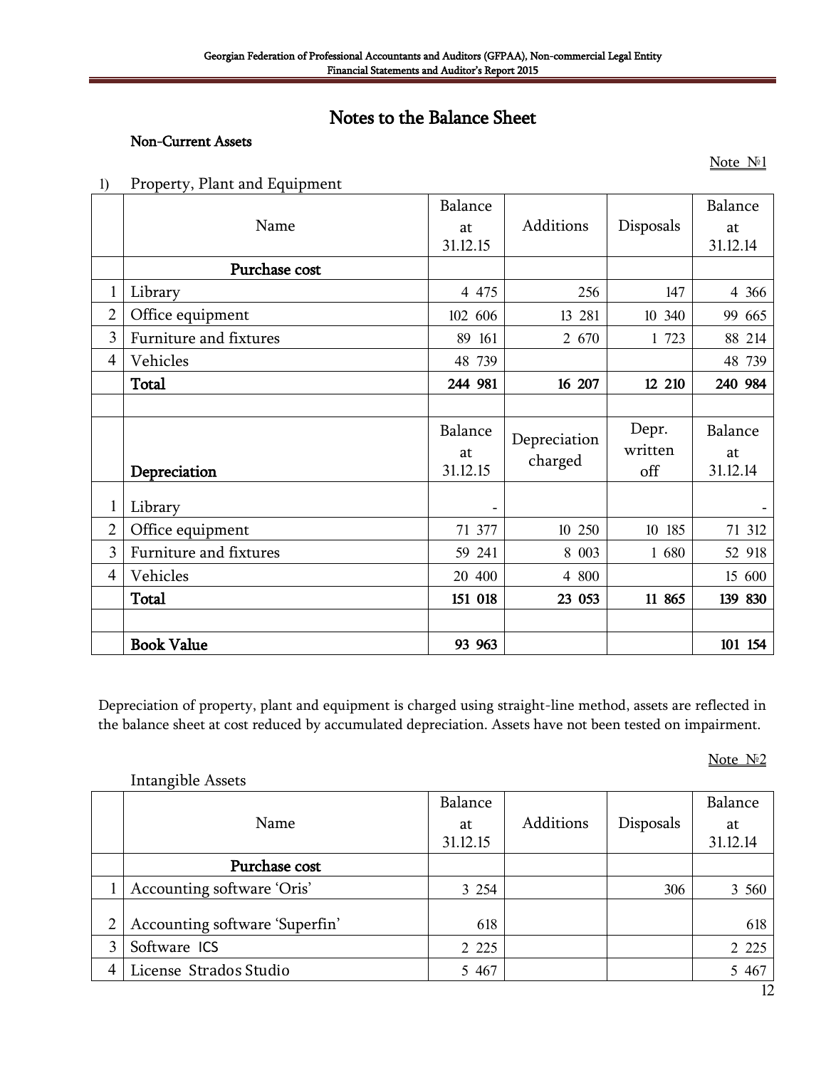## Notes to the Balance Sheet

### Non-Current Assets

Note №1

1) Property, Plant and Equipment

| | Name | Balance at 31.12.15 | Additions | Disposals | Balance at 31.12.14 |
|---|---|---|---|---|---|
| | **Purchase cost** | | | | |
| 1 | Library | 4 475 | 256 | 147 | 4 366 |
| 2 | Office equipment | 102 606 | 13 281 | 10 340 | 99 665 |
| 3 | Furniture and fixtures | 89 161 | 2 670 | 1 723 | 88 214 |
| 4 | Vehicles | 48 739 | | | 48 739 |
| | **Total** | **244 981** | **16 207** | **12 210** | **240 984** |
| | | | | | |
| | **Depreciation** | Balance at 31.12.15 | Depreciation charged | Depr. written off | Balance at 31.12.14 |
| 1 | Library | - | | | - |
| 2 | Office equipment | 71 377 | 10 250 | 10 185 | 71 312 |
| 3 | Furniture and fixtures | 59 241 | 8 003 | 1 680 | 52 918 |
| 4 | Vehicles | 20 400 | 4 800 | | 15 600 |
| | **Total** | **151 018** | **23 053** | **11 865** | **139 830** |
| | | | | | |
| | **Book Value** | **93 963** | | | **101 154** |

Depreciation of property, plant and equipment is charged using straight-line method, assets are reflected in the balance sheet at cost reduced by accumulated depreciation. Assets have not been tested on impairment.

Note №2

Intangible Assets

| | Name | Balance at 31.12.15 | Additions | Disposals | Balance at 31.12.14 |
|---|---|---|---|---|---|
| | **Purchase cost** | | | | |
| 1 | Accounting software 'Oris' | 3 254 | | 306 | 3 560 |
| 2 | Accounting software 'Superfin' | 618 | | | 618 |
| 3 | Software ICS | 2 225 | | | 2 225 |
| 4 | License Strados Studio | 5 467 | | | 5 467 |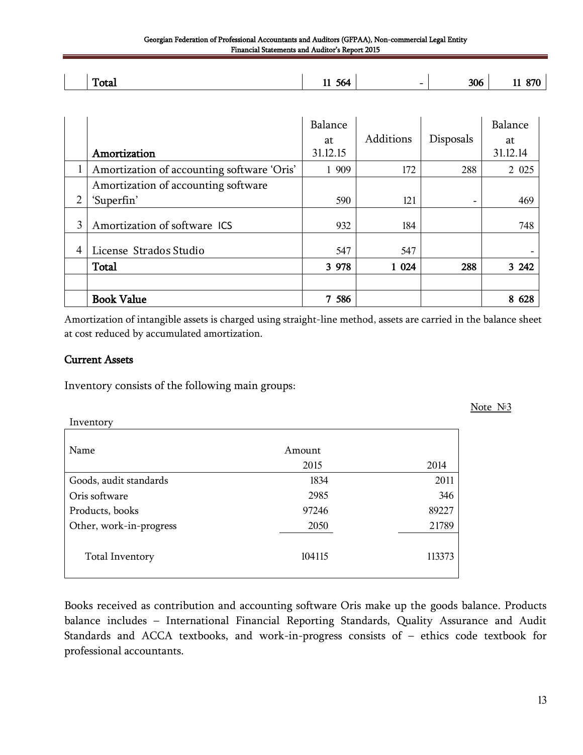|  | Total | 11 564 | - | 306 | 11 870 |
|---|---|---|---|---|---|

|  | Amortization | Balance at 31.12.15 | Additions | Disposals | Balance at 31.12.14 |
|---|---|---|---|---|---|
| 1 | Amortization of accounting software 'Oris' | 1 909 | 172 | 288 | 2 025 |
| 2 | Amortization of accounting software 'Superfin' | 590 | 121 | - | 469 |
| 3 | Amortization of software ICS | 932 | 184 |  | 748 |
| 4 | License Strados Studio | 547 | 547 |  | - |
|  | **Total** | **3 978** | **1 024** | **288** | **3 242** |
|  |  |  |  |  |  |
|  | **Book Value** | **7 586** |  |  | **8 628** |

Amortization of intangible assets is charged using straight-line method, assets are carried in the balance sheet at cost reduced by accumulated amortization.

## Current Assets

Inventory consists of the following main groups:

Note №3

Inventory

| Name | Amount 2015 | 2014 |
|---|---|---|
| Goods, audit standards | 1834 | 2011 |
| Oris software | 2985 | 346 |
| Products, books | 97246 | 89227 |
| Other, work-in-progress | 2050 | 21789 |
| Total Inventory | 104115 | 113373 |

Books received as contribution and accounting software Oris make up the goods balance. Products balance includes – International Financial Reporting Standards, Quality Assurance and Audit Standards and ACCA textbooks, and work-in-progress consists of – ethics code textbook for professional accountants.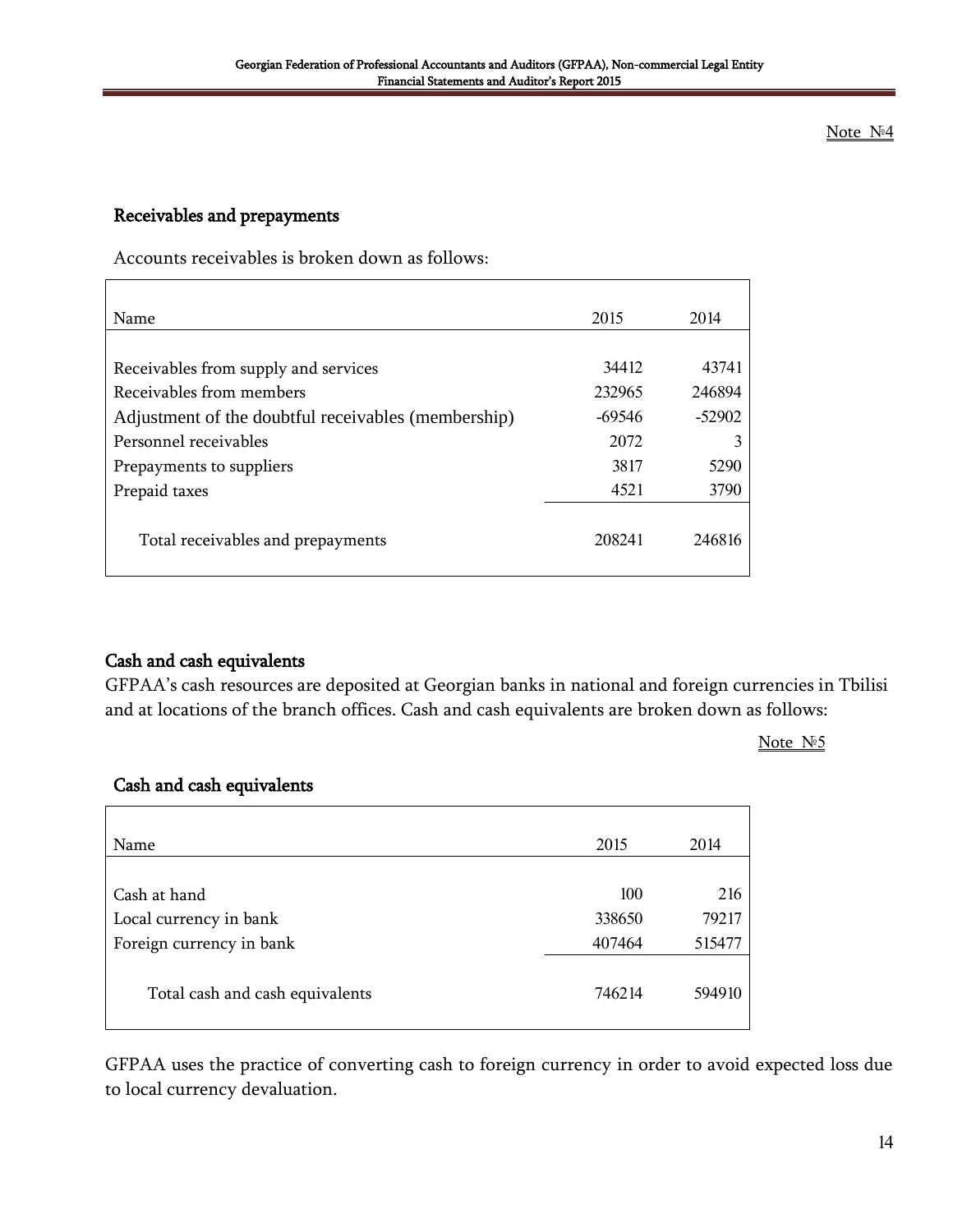Note №4

## Receivables and prepayments

Accounts receivables is broken down as follows:

| Name | 2015 | 2014 |
|---|---|---|
| Receivables from supply and services | 34412 | 43741 |
| Receivables from members | 232965 | 246894 |
| Adjustment of the doubtful receivables (membership) | -69546 | -52902 |
| Personnel receivables | 2072 | 3 |
| Prepayments to suppliers | 3817 | 5290 |
| Prepaid taxes | 4521 | 3790 |
| Total receivables and prepayments | 208241 | 246816 |

## Cash and cash equivalents

GFPAA's cash resources are deposited at Georgian banks in national and foreign currencies in Tbilisi and at locations of the branch offices. Cash and cash equivalents are broken down as follows:

Note №5

## Cash and cash equivalents

| Name | 2015 | 2014 |
|---|---|---|
| Cash at hand | 100 | 216 |
| Local currency in bank | 338650 | 79217 |
| Foreign currency in bank | 407464 | 515477 |
| Total cash and cash equivalents | 746214 | 594910 |

GFPAA uses the practice of converting cash to foreign currency in order to avoid expected loss due to local currency devaluation.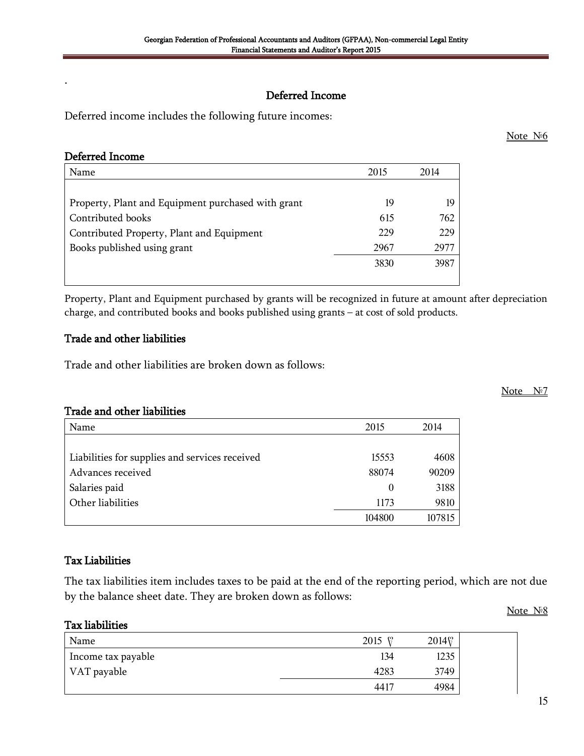## Deferred Income

Deferred income includes the following future incomes:

Note №6

### Deferred Income

| Name | 2015 | 2014 |
|---|---|---|
| Property, Plant and Equipment purchased with grant | 19 | 19 |
| Contributed books | 615 | 762 |
| Contributed Property, Plant and Equipment | 229 | 229 |
| Books published using grant | 2967 | 2977 |
| | 3830 | 3987 |

Property, Plant and Equipment purchased by grants will be recognized in future at amount after depreciation charge, and contributed books and books published using grants – at cost of sold products.

## Trade and other liabilities

Trade and other liabilities are broken down as follows:

Note №7

### Trade and other liabilities

| Name | 2015 | 2014 |
|---|---|---|
| Liabilities for supplies and services received | 15553 | 4608 |
| Advances received | 88074 | 90209 |
| Salaries paid | 0 | 3188 |
| Other liabilities | 1173 | 9810 |
| | 104800 | 107815 |

## Tax Liabilities

The tax liabilities item includes taxes to be paid at the end of the reporting period, which are not due by the balance sheet date. They are broken down as follows:

Note №8

### Tax liabilities

| Name | 2015 ₾ | 2014₾ |
|---|---|---|
| Income tax payable | 134 | 1235 |
| VAT payable | 4283 | 3749 |
| | 4417 | 4984 |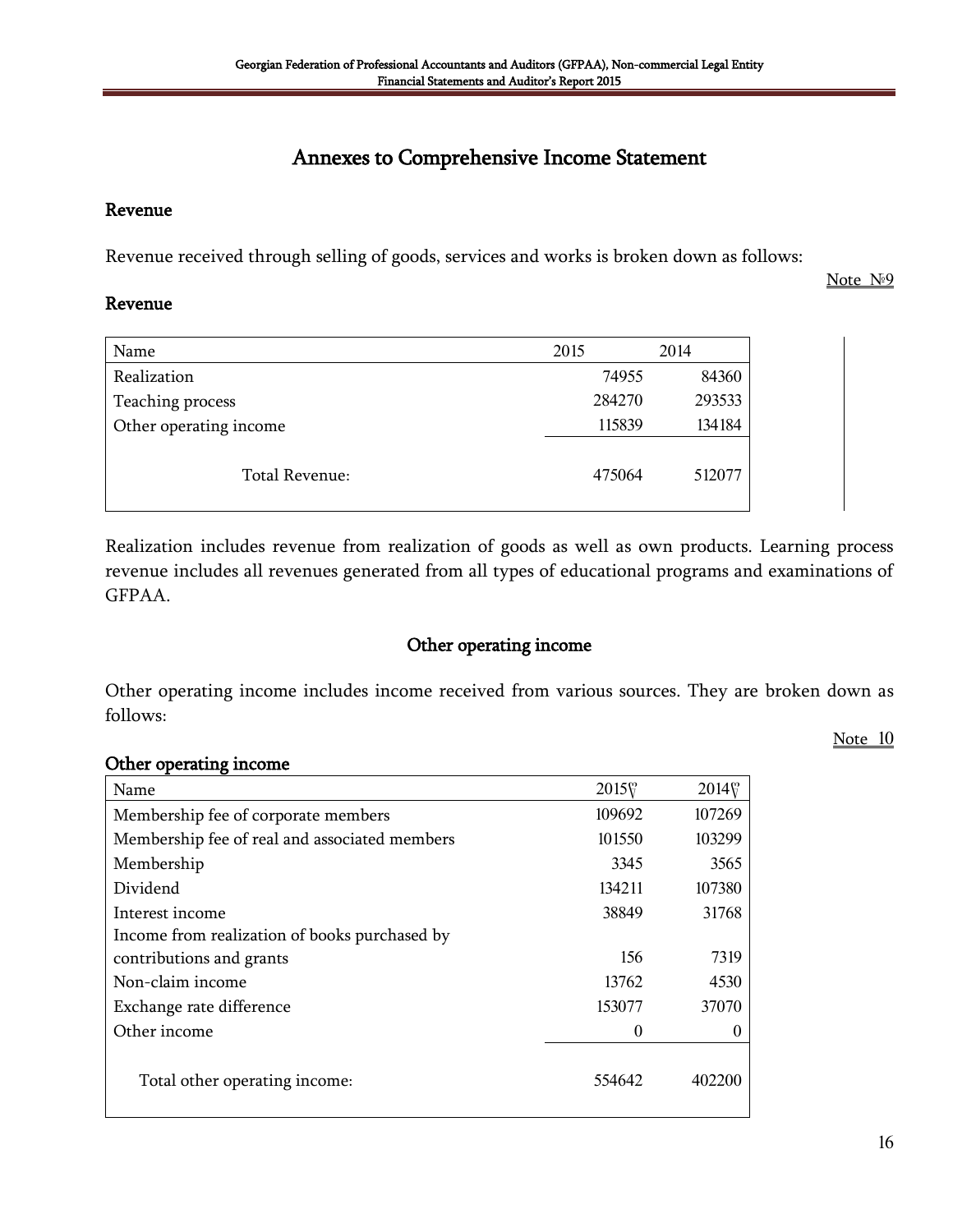## Annexes to Comprehensive Income Statement

### Revenue

Revenue received through selling of goods, services and works is broken down as follows:

Note №9

### Revenue

| Name | 2015 | 2014 |
|---|---|---|
| Realization | 74955 | 84360 |
| Teaching process | 284270 | 293533 |
| Other operating income | 115839 | 134184 |
| Total Revenue: | 475064 | 512077 |

Realization includes revenue from realization of goods as well as own products. Learning process revenue includes all revenues generated from all types of educational programs and examinations of GFPAA.

### Other operating income

Other operating income includes income received from various sources. They are broken down as follows:

Note 10

### Other operating income

| Name | 2015₾ | 2014₾ |
|---|---|---|
| Membership fee of corporate members | 109692 | 107269 |
| Membership fee of real and associated members | 101550 | 103299 |
| Membership | 3345 | 3565 |
| Dividend | 134211 | 107380 |
| Interest income | 38849 | 31768 |
| Income from realization of books purchased by contributions and grants | 156 | 7319 |
| Non-claim income | 13762 | 4530 |
| Exchange rate difference | 153077 | 37070 |
| Other income | 0 | 0 |
| Total other operating income: | 554642 | 402200 |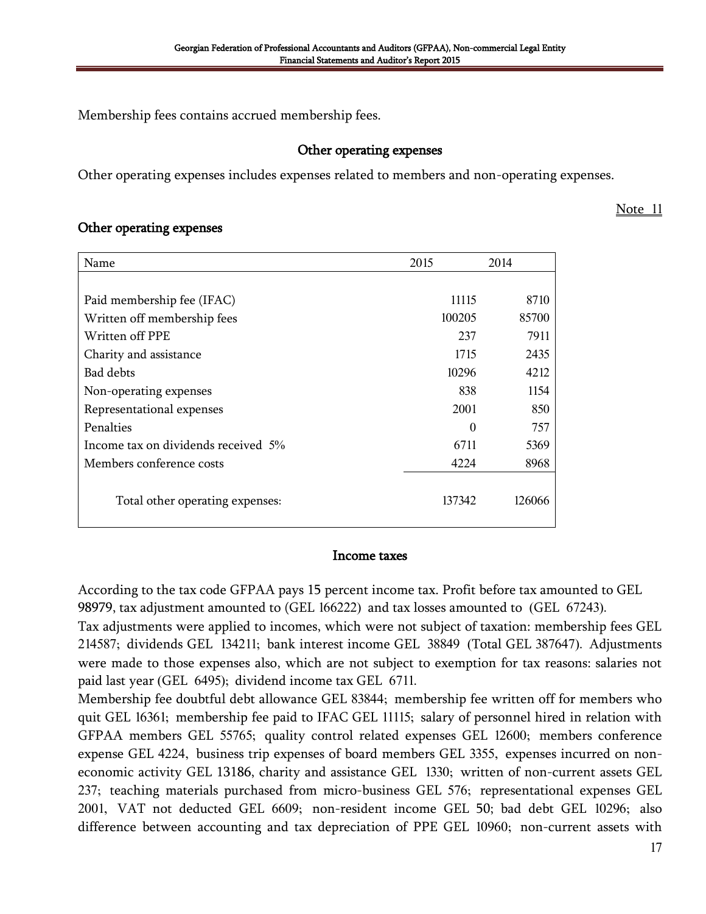Membership fees contains accrued membership fees.

## Other operating expenses

Other operating expenses includes expenses related to members and non-operating expenses.

Note 11

### Other operating expenses

| Name | 2015 | 2014 |
|---|---|---|
| Paid membership fee (IFAC) | 11115 | 8710 |
| Written off membership fees | 100205 | 85700 |
| Written off PPE | 237 | 7911 |
| Charity and assistance | 1715 | 2435 |
| Bad debts | 10296 | 4212 |
| Non-operating expenses | 838 | 1154 |
| Representational expenses | 2001 | 850 |
| Penalties | 0 | 757 |
| Income tax on dividends received 5% | 6711 | 5369 |
| Members conference costs | 4224 | 8968 |
| Total other operating expenses: | 137342 | 126066 |

## Income taxes

According to the tax code GFPAA pays 15 percent income tax. Profit before tax amounted to GEL 98979, tax adjustment amounted to (GEL 166222) and tax losses amounted to (GEL 67243).

Tax adjustments were applied to incomes, which were not subject of taxation: membership fees GEL 214587; dividends GEL 134211; bank interest income GEL 38849 (Total GEL 387647). Adjustments were made to those expenses also, which are not subject to exemption for tax reasons: salaries not paid last year (GEL 6495); dividend income tax GEL 6711.

Membership fee doubtful debt allowance GEL 83844; membership fee written off for members who quit GEL 16361; membership fee paid to IFAC GEL 11115; salary of personnel hired in relation with GFPAA members GEL 55765; quality control related expenses GEL 12600; members conference expense GEL 4224, business trip expenses of board members GEL 3355, expenses incurred on non-economic activity GEL 13186, charity and assistance GEL 1330; written of non-current assets GEL 237; teaching materials purchased from micro-business GEL 576; representational expenses GEL 2001, VAT not deducted GEL 6609; non-resident income GEL 50; bad debt GEL 10296; also difference between accounting and tax depreciation of PPE GEL 10960; non-current assets with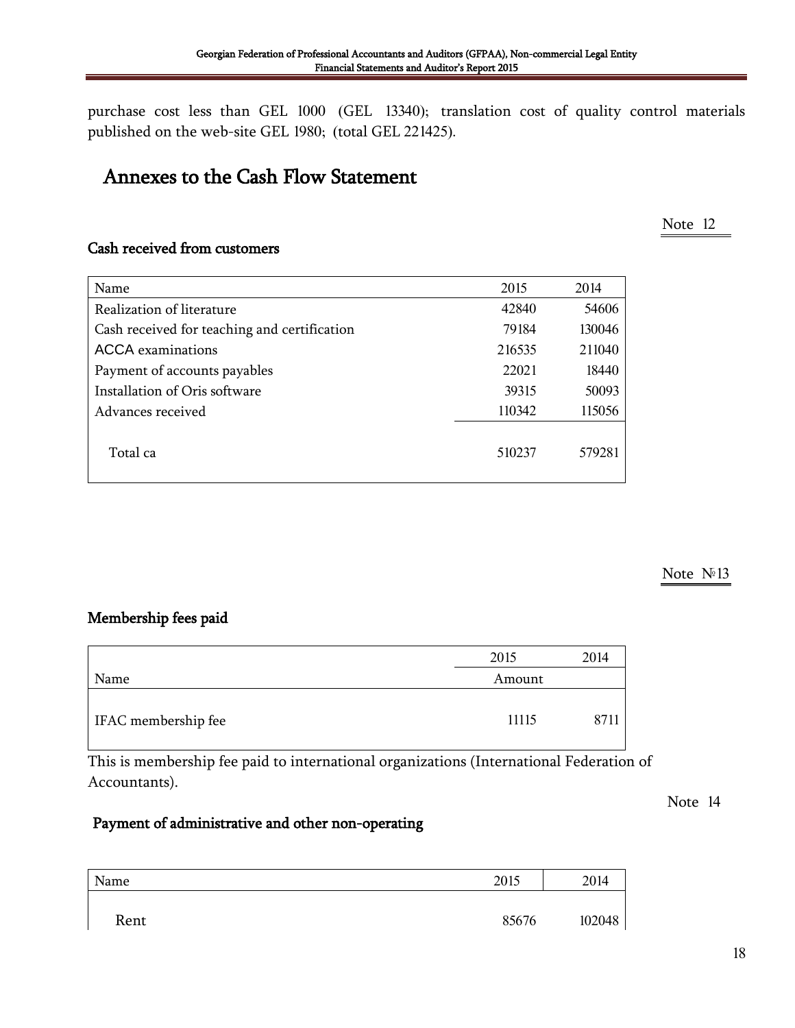purchase cost less than GEL 1000 (GEL 13340); translation cost of quality control materials published on the web-site GEL 1980; (total GEL 221425).

# Annexes to the Cash Flow Statement

Note 12

### Cash received from customers

| Name | 2015 | 2014 |
|---|---|---|
| Realization of literature | 42840 | 54606 |
| Cash received for teaching and certification | 79184 | 130046 |
| ACCA examinations | 216535 | 211040 |
| Payment of accounts payables | 22021 | 18440 |
| Installation of Oris software | 39315 | 50093 |
| Advances received | 110342 | 115056 |
| Total ca | 510237 | 579281 |

Note №13

### Membership fees paid

| | 2015 | 2014 |
|---|---|---|
| Name | Amount | |
| IFAC membership fee | 11115 | 8711 |

This is membership fee paid to international organizations (International Federation of Accountants).

Note 14

### Payment of administrative and other non-operating

| Name | 2015 | 2014 |
|---|---|---|
| Rent | 85676 | 102048 |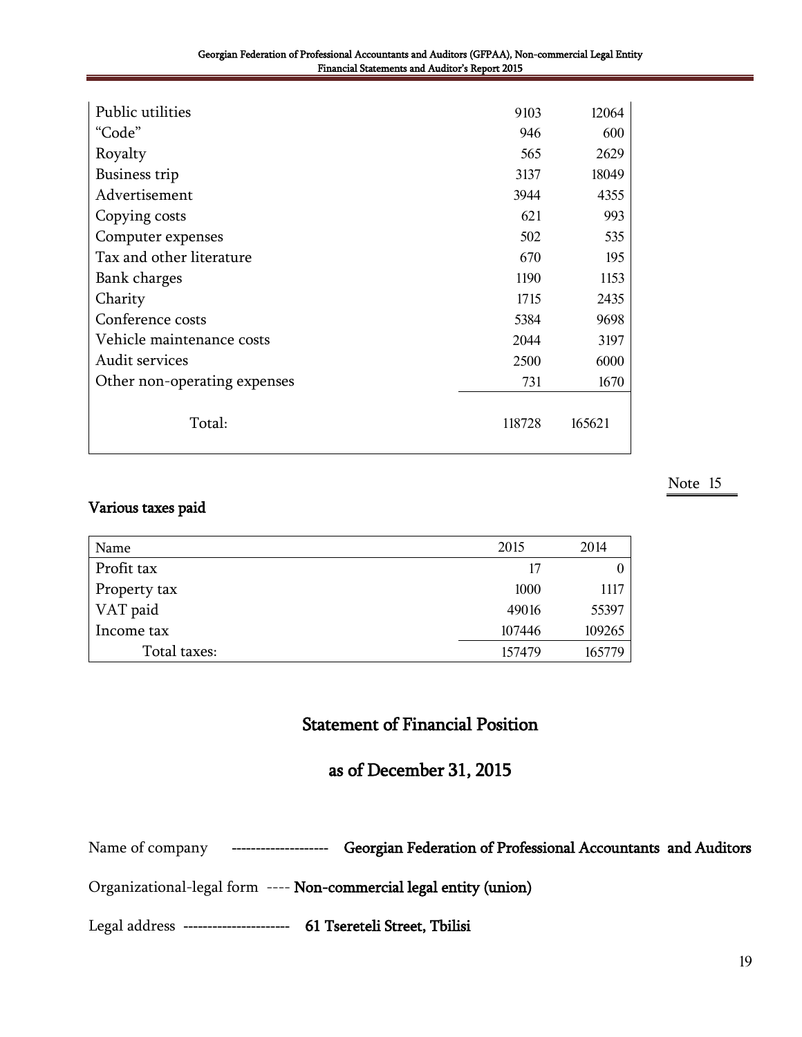| | | |
|---|---|---|
| Public utilities | 9103 | 12064 |
| “Code” | 946 | 600 |
| Royalty | 565 | 2629 |
| Business trip | 3137 | 18049 |
| Advertisement | 3944 | 4355 |
| Copying costs | 621 | 993 |
| Computer expenses | 502 | 535 |
| Tax and other literature | 670 | 195 |
| Bank charges | 1190 | 1153 |
| Charity | 1715 | 2435 |
| Conference costs | 5384 | 9698 |
| Vehicle maintenance costs | 2044 | 3197 |
| Audit services | 2500 | 6000 |
| Other non-operating expenses | 731 | 1670 |
| Total: | 118728 | 165621 |

Note 15

**Various taxes paid**

| Name | 2015 | 2014 |
|---|---|---|
| Profit tax | 17 | 0 |
| Property tax | 1000 | 1117 |
| VAT paid | 49016 | 55397 |
| Income tax | 107446 | 109265 |
| Total taxes: | 157479 | 165779 |

## Statement of Financial Position

## as of December 31, 2015

Name of company -------------------- **Georgian Federation of Professional Accountants and Auditors**

Organizational-legal form ---- **Non-commercial legal entity (union)**

Legal address --------------------- **61 Tsereteli Street, Tbilisi**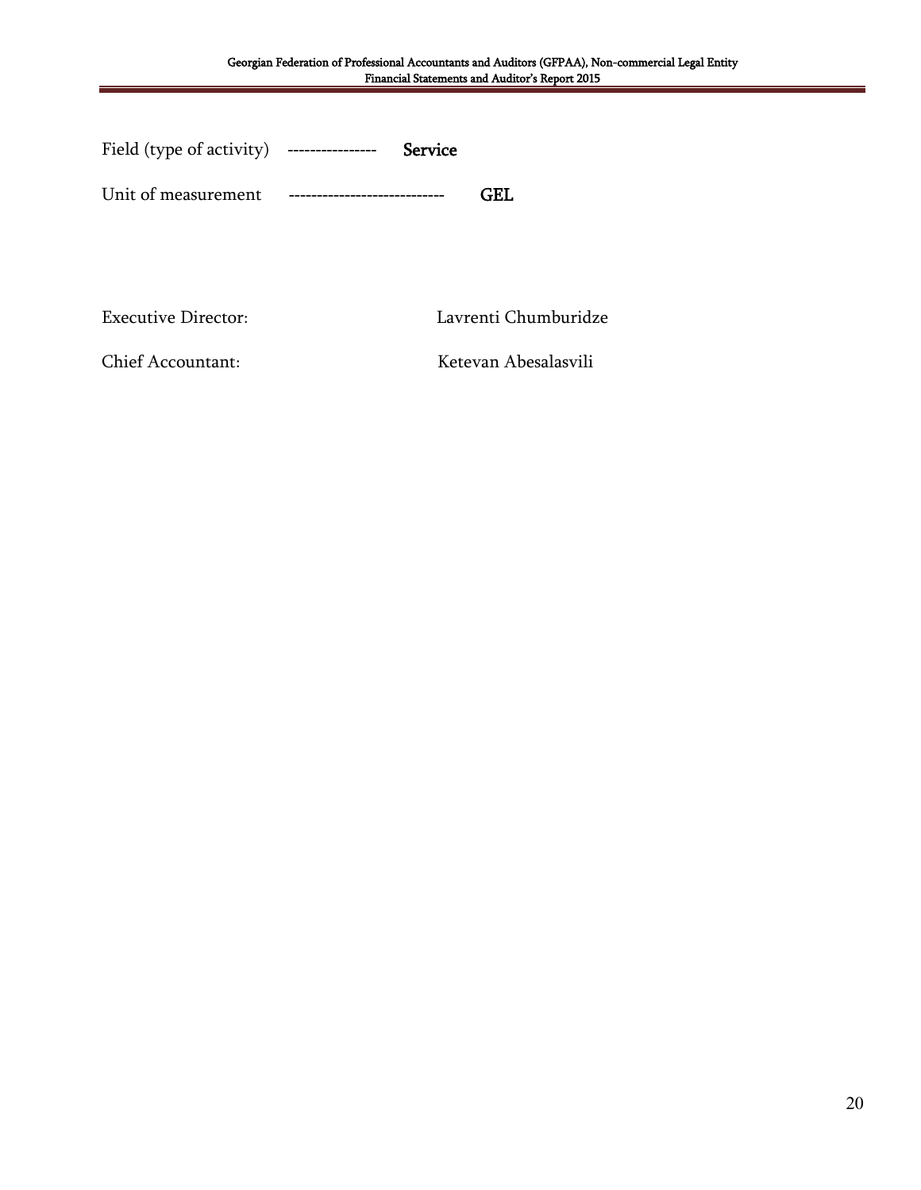Field (type of activity) ---------------- **Service**

Unit of measurement --------------------------- **GEL**

Executive Director: Lavrenti Chumburidze

Chief Accountant: Ketevan Abesalasvili